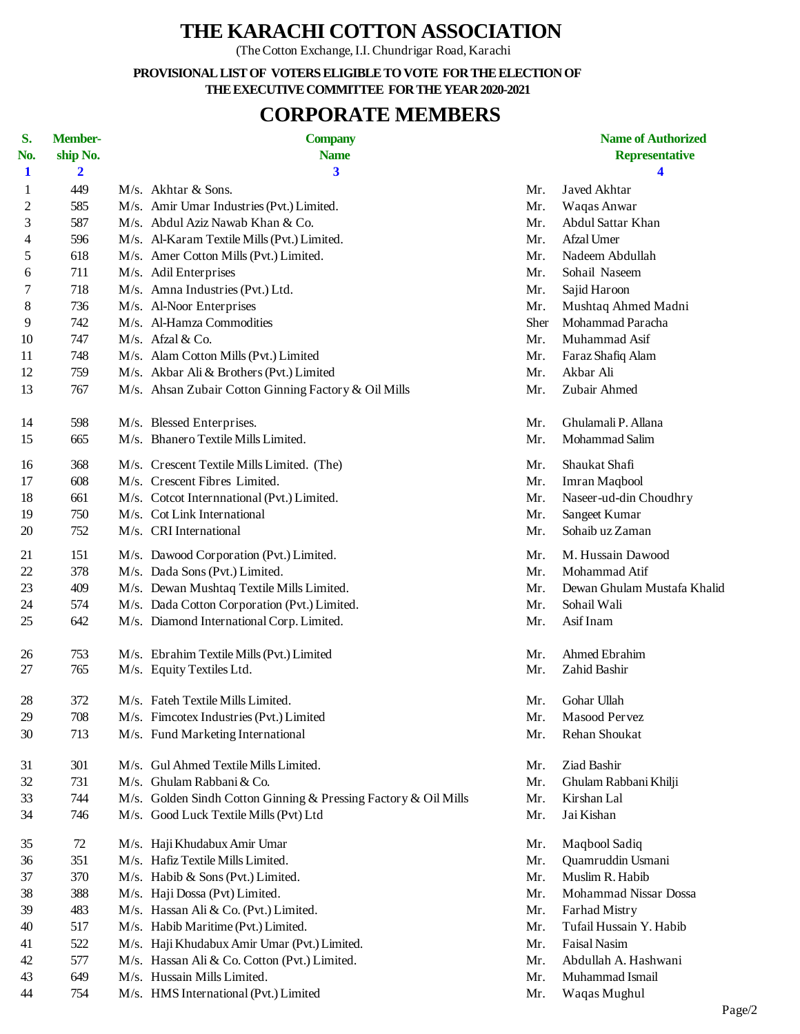# THE KARACHI COTTON ASSOCIATION

(The Cotton Exchange, I.I. Chundrigar Road, Karachi

**PROVISIONAL LIST OF VOTERS ELIGIBLE TO VOTE FOR THE ELECTION OF THE EXECUTIVE COMMITTEE FOR THE YEAR 2020-2021**

## CORPORATE MEMBERS

| S. No. | Member-ship No. | Company Name | | Name of Authorized Representative |
|---|---|---|---|---|
| **1** | **2** | **3** | | **4** |
| 1 | 449 | M/s. Akhtar & Sons. | Mr. | Javed Akhtar |
| 2 | 585 | M/s. Amir Umar Industries (Pvt.) Limited. | Mr. | Waqas Anwar |
| 3 | 587 | M/s. Abdul Aziz Nawab Khan & Co. | Mr. | Abdul Sattar Khan |
| 4 | 596 | M/s. Al-Karam Textile Mills (Pvt.) Limited. | Mr. | Afzal Umer |
| 5 | 618 | M/s. Amer Cotton Mills (Pvt.) Limited. | Mr. | Nadeem Abdullah |
| 6 | 711 | M/s. Adil Enterprises | Mr. | Sohail Naseem |
| 7 | 718 | M/s. Amna Industries (Pvt.) Ltd. | Mr. | Sajid Haroon |
| 8 | 736 | M/s. Al-Noor Enterprises | Mr. | Mushtaq Ahmed Madni |
| 9 | 742 | M/s. Al-Hamza Commodities | Sher | Mohammad Paracha |
| 10 | 747 | M/s. Afzal & Co. | Mr. | Muhammad Asif |
| 11 | 748 | M/s. Alam Cotton Mills (Pvt.) Limited | Mr. | Faraz Shafiq Alam |
| 12 | 759 | M/s. Akbar Ali & Brothers (Pvt.) Limited | Mr. | Akbar Ali |
| 13 | 767 | M/s. Ahsan Zubair Cotton Ginning Factory & Oil Mills | Mr. | Zubair Ahmed |
| 14 | 598 | M/s. Blessed Enterprises. | Mr. | Ghulamali P. Allana |
| 15 | 665 | M/s. Bhanero Textile Mills Limited. | Mr. | Mohammad Salim |
| 16 | 368 | M/s. Crescent Textile Mills Limited. (The) | Mr. | Shaukat Shafi |
| 17 | 608 | M/s. Crescent Fibres Limited. | Mr. | Imran Maqbool |
| 18 | 661 | M/s. Cotcot Internnational (Pvt.) Limited. | Mr. | Naseer-ud-din Choudhry |
| 19 | 750 | M/s. Cot Link International | Mr. | Sangeet Kumar |
| 20 | 752 | M/s. CRI International | Mr. | Sohaib uz Zaman |
| 21 | 151 | M/s. Dawood Corporation (Pvt.) Limited. | Mr. | M. Hussain Dawood |
| 22 | 378 | M/s. Dada Sons (Pvt.) Limited. | Mr. | Mohammad Atif |
| 23 | 409 | M/s. Dewan Mushtaq Textile Mills Limited. | Mr. | Dewan Ghulam Mustafa Khalid |
| 24 | 574 | M/s. Dada Cotton Corporation (Pvt.) Limited. | Mr. | Sohail Wali |
| 25 | 642 | M/s. Diamond International Corp. Limited. | Mr. | Asif Inam |
| 26 | 753 | M/s. Ebrahim Textile Mills (Pvt.) Limited | Mr. | Ahmed Ebrahim |
| 27 | 765 | M/s. Equity Textiles Ltd. | Mr. | Zahid Bashir |
| 28 | 372 | M/s. Fateh Textile Mills Limited. | Mr. | Gohar Ullah |
| 29 | 708 | M/s. Fimcotex Industries (Pvt.) Limited | Mr. | Masood Pervez |
| 30 | 713 | M/s. Fund Marketing International | Mr. | Rehan Shoukat |
| 31 | 301 | M/s. Gul Ahmed Textile Mills Limited. | Mr. | Ziad Bashir |
| 32 | 731 | M/s. Ghulam Rabbani & Co. | Mr. | Ghulam Rabbani Khilji |
| 33 | 744 | M/s. Golden Sindh Cotton Ginning & Pressing Factory & Oil Mills | Mr. | Kirshan Lal |
| 34 | 746 | M/s. Good Luck Textile Mills (Pvt) Ltd | Mr. | Jai Kishan |
| 35 | 72 | M/s. Haji Khudabux Amir Umar | Mr. | Maqbool Sadiq |
| 36 | 351 | M/s. Hafiz Textile Mills Limited. | Mr. | Quamruddin Usmani |
| 37 | 370 | M/s. Habib & Sons (Pvt.) Limited. | Mr. | Muslim R. Habib |
| 38 | 388 | M/s. Haji Dossa (Pvt) Limited. | Mr. | Mohammad Nissar Dossa |
| 39 | 483 | M/s. Hassan Ali & Co. (Pvt.) Limited. | Mr. | Farhad Mistry |
| 40 | 517 | M/s. Habib Maritime (Pvt.) Limited. | Mr. | Tufail Hussain Y. Habib |
| 41 | 522 | M/s. Haji Khudabux Amir Umar (Pvt.) Limited. | Mr. | Faisal Nasim |
| 42 | 577 | M/s. Hassan Ali & Co. Cotton (Pvt.) Limited. | Mr. | Abdullah A. Hashwani |
| 43 | 649 | M/s. Hussain Mills Limited. | Mr. | Muhammad Ismail |
| 44 | 754 | M/s. HMS International (Pvt.) Limited | Mr. | Waqas Mughul |

Page/2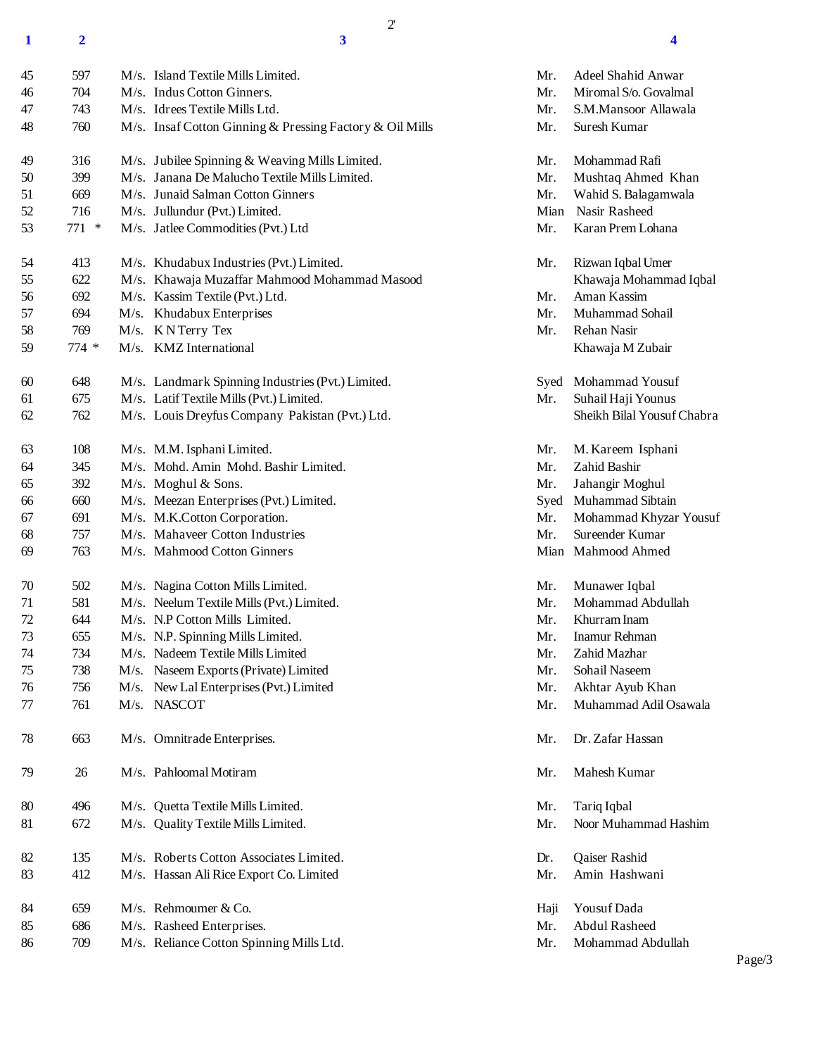| 1 | 2 | 3 | 4 |
|---|---|---|---|
| 45 | 597 | M/s. Island Textile Mills Limited. | Mr. Adeel Shahid Anwar |
| 46 | 704 | M/s. Indus Cotton Ginners. | Mr. Miromal S/o. Govalmal |
| 47 | 743 | M/s. Idrees Textile Mills Ltd. | Mr. S.M.Mansoor Allawala |
| 48 | 760 | M/s. Insaf Cotton Ginning & Pressing Factory & Oil Mills | Mr. Suresh Kumar |
| 49 | 316 | M/s. Jubilee Spinning & Weaving Mills Limited. | Mr. Mohammad Rafi |
| 50 | 399 | M/s. Janana De Malucho Textile Mills Limited. | Mr. Mushtaq Ahmed Khan |
| 51 | 669 | M/s. Junaid Salman Cotton Ginners | Mr. Wahid S. Balagamwala |
| 52 | 716 | M/s. Jullundur (Pvt.) Limited. | Mian Nasir Rasheed |
| 53 | 771 * | M/s. Jatlee Commodities (Pvt.) Ltd | Mr. Karan Prem Lohana |
| 54 | 413 | M/s. Khudabux Industries (Pvt.) Limited. | Mr. Rizwan Iqbal Umer |
| 55 | 622 | M/s. Khawaja Muzaffar Mahmood Mohammad Masood | Khawaja Mohammad Iqbal |
| 56 | 692 | M/s. Kassim Textile (Pvt.) Ltd. | Mr. Aman Kassim |
| 57 | 694 | M/s. Khudabux Enterprises | Mr. Muhammad Sohail |
| 58 | 769 | M/s. K N Terry Tex | Mr. Rehan Nasir |
| 59 | 774 * | M/s. KMZ International | Khawaja M Zubair |
| 60 | 648 | M/s. Landmark Spinning Industries (Pvt.) Limited. | Syed Mohammad Yousuf |
| 61 | 675 | M/s. Latif Textile Mills (Pvt.) Limited. | Mr. Suhail Haji Younus |
| 62 | 762 | M/s. Louis Dreyfus Company Pakistan (Pvt.) Ltd. | Sheikh Bilal Yousuf Chabra |
| 63 | 108 | M/s. M.M. Isphani Limited. | Mr. M. Kareem Isphani |
| 64 | 345 | M/s. Mohd. Amin Mohd. Bashir Limited. | Mr. Zahid Bashir |
| 65 | 392 | M/s. Moghul & Sons. | Mr. Jahangir Moghul |
| 66 | 660 | M/s. Meezan Enterprises (Pvt.) Limited. | Syed Muhammad Sibtain |
| 67 | 691 | M/s. M.K.Cotton Corporation. | Mr. Mohammad Khyzar Yousuf |
| 68 | 757 | M/s. Mahaveer Cotton Industries | Mr. Sureender Kumar |
| 69 | 763 | M/s. Mahmood Cotton Ginners | Mian Mahmood Ahmed |
| 70 | 502 | M/s. Nagina Cotton Mills Limited. | Mr. Munawer Iqbal |
| 71 | 581 | M/s. Neelum Textile Mills (Pvt.) Limited. | Mr. Mohammad Abdullah |
| 72 | 644 | M/s. N.P Cotton Mills Limited. | Mr. Khurram Inam |
| 73 | 655 | M/s. N.P. Spinning Mills Limited. | Mr. Inamur Rehman |
| 74 | 734 | M/s. Nadeem Textile Mills Limited | Mr. Zahid Mazhar |
| 75 | 738 | M/s. Naseem Exports (Private) Limited | Mr. Sohail Naseem |
| 76 | 756 | M/s. New Lal Enterprises (Pvt.) Limited | Mr. Akhtar Ayub Khan |
| 77 | 761 | M/s. NASCOT | Mr. Muhammad Adil Osawala |
| 78 | 663 | M/s. Omnitrade Enterprises. | Mr. Dr. Zafar Hassan |
| 79 | 26 | M/s. Pahloomal Motiram | Mr. Mahesh Kumar |
| 80 | 496 | M/s. Quetta Textile Mills Limited. | Mr. Tariq Iqbal |
| 81 | 672 | M/s. Quality Textile Mills Limited. | Mr. Noor Muhammad Hashim |
| 82 | 135 | M/s. Roberts Cotton Associates Limited. | Dr. Qaiser Rashid |
| 83 | 412 | M/s. Hassan Ali Rice Export Co. Limited | Mr. Amin Hashwani |
| 84 | 659 | M/s. Rehmoumer & Co. | Haji Yousuf Dada |
| 85 | 686 | M/s. Rasheed Enterprises. | Mr. Abdul Rasheed |
| 86 | 709 | M/s. Reliance Cotton Spinning Mills Ltd. | Mr. Mohammad Abdullah |

Page/3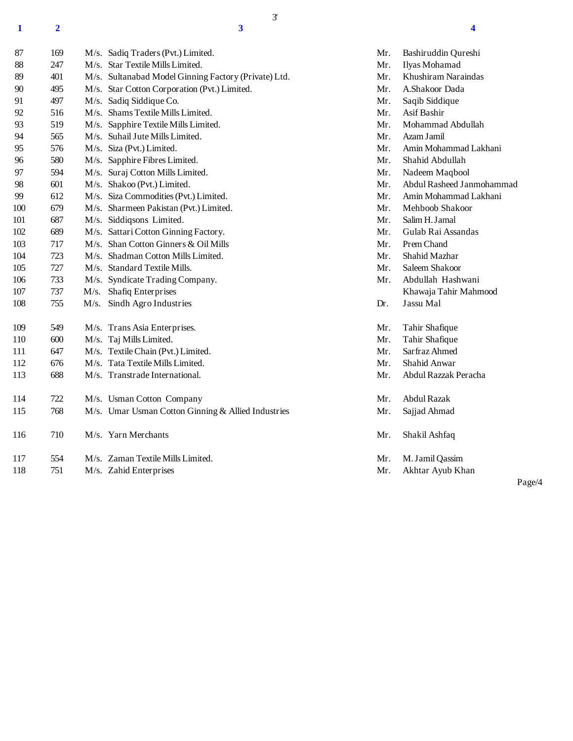| 1 | 2 | 3 | 4 |
|---|---|---|---|
| 87 | 169 | M/s. Sadiq Traders (Pvt.) Limited. | Mr. Bashiruddin Qureshi |
| 88 | 247 | M/s. Star Textile Mills Limited. | Mr. Ilyas Mohamad |
| 89 | 401 | M/s. Sultanabad Model Ginning Factory (Private) Ltd. | Mr. Khushiram Naraindas |
| 90 | 495 | M/s. Star Cotton Corporation (Pvt.) Limited. | Mr. A.Shakoor Dada |
| 91 | 497 | M/s. Sadiq Siddique Co. | Mr. Saqib Siddique |
| 92 | 516 | M/s. Shams Textile Mills Limited. | Mr. Asif Bashir |
| 93 | 519 | M/s. Sapphire Textile Mills Limited. | Mr. Mohammad Abdullah |
| 94 | 565 | M/s. Suhail Jute Mills Limited. | Mr. Azam Jamil |
| 95 | 576 | M/s. Siza (Pvt.) Limited. | Mr. Amin Mohammad Lakhani |
| 96 | 580 | M/s. Sapphire Fibres Limited. | Mr. Shahid Abdullah |
| 97 | 594 | M/s. Suraj Cotton Mills Limited. | Mr. Nadeem Maqbool |
| 98 | 601 | M/s. Shakoo (Pvt.) Limited. | Mr. Abdul Rasheed Janmohammad |
| 99 | 612 | M/s. Siza Commodities (Pvt.) Limited. | Mr. Amin Mohammad Lakhani |
| 100 | 679 | M/s. Sharmeen Pakistan (Pvt.) Limited. | Mr. Mehboob Shakoor |
| 101 | 687 | M/s. Siddiqsons Limited. | Mr. Salim H. Jamal |
| 102 | 689 | M/s. Sattari Cotton Ginning Factory. | Mr. Gulab Rai Assandas |
| 103 | 717 | M/s. Shan Cotton Ginners & Oil Mills | Mr. Prem Chand |
| 104 | 723 | M/s. Shadman Cotton Mills Limited. | Mr. Shahid Mazhar |
| 105 | 727 | M/s. Standard Textile Mills. | Mr. Saleem Shakoor |
| 106 | 733 | M/s. Syndicate Trading Company. | Mr. Abdullah Hashwani |
| 107 | 737 | M/s. Shafiq Enterprises | Khawaja Tahir Mahmood |
| 108 | 755 | M/s. Sindh Agro Industries | Dr. Jassu Mal |
| 109 | 549 | M/s. Trans Asia Enterprises. | Mr. Tahir Shafique |
| 110 | 600 | M/s. Taj Mills Limited. | Mr. Tahir Shafique |
| 111 | 647 | M/s. Textile Chain (Pvt.) Limited. | Mr. Sarfraz Ahmed |
| 112 | 676 | M/s. Tata Textile Mills Limited. | Mr. Shahid Anwar |
| 113 | 688 | M/s. Transtrade International. | Mr. Abdul Razzak Peracha |
| 114 | 722 | M/s. Usman Cotton Company | Mr. Abdul Razak |
| 115 | 768 | M/s. Umar Usman Cotton Ginning & Allied Industries | Mr. Sajjad Ahmad |
| 116 | 710 | M/s. Yarn Merchants | Mr. Shakil Ashfaq |
| 117 | 554 | M/s. Zaman Textile Mills Limited. | Mr. M. Jamil Qassim |
| 118 | 751 | M/s. Zahid Enterprises | Mr. Akhtar Ayub Khan |

Page/4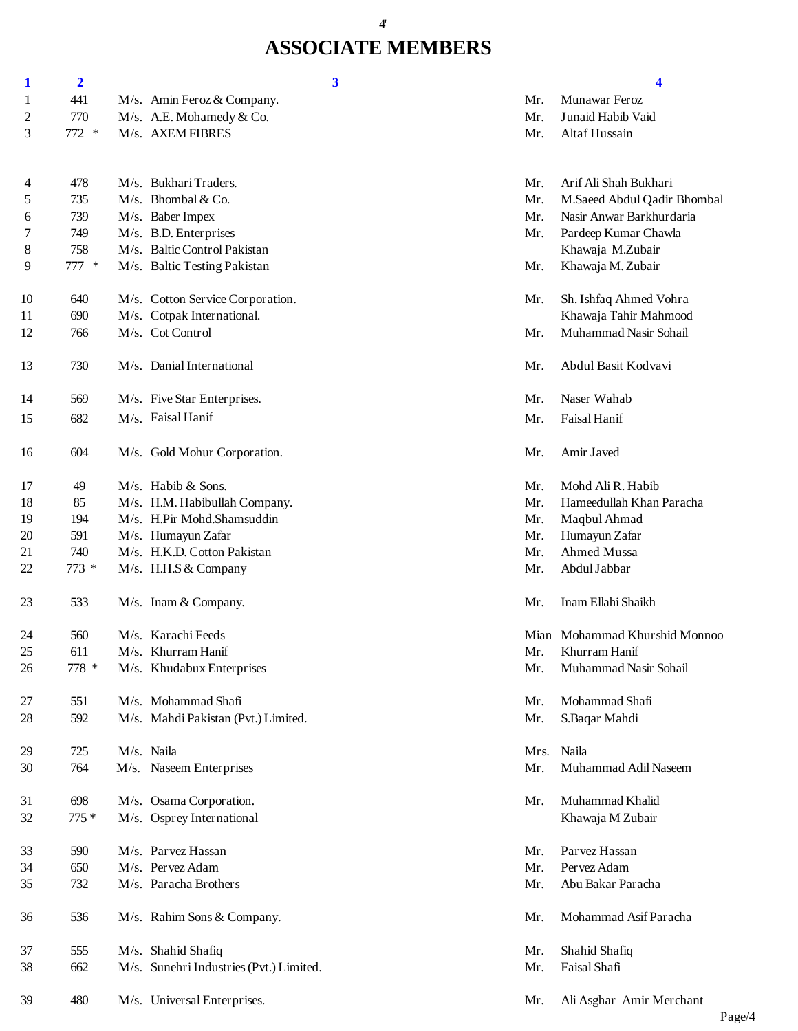# ASSOCIATE MEMBERS

| 1 | 2 | 3 | | 4 | |
|---|---|---|---|---|---|
| 1 | 441 | M/s. | Amin Feroz & Company. | Mr. | Munawar Feroz |
| 2 | 770 | M/s. | A.E. Mohamedy & Co. | Mr. | Junaid Habib Vaid |
| 3 | 772 * | M/s. | AXEM FIBRES | Mr. | Altaf Hussain |
| 4 | 478 | M/s. | Bukhari Traders. | Mr. | Arif Ali Shah Bukhari |
| 5 | 735 | M/s. | Bhombal & Co. | Mr. | M.Saeed Abdul Qadir Bhombal |
| 6 | 739 | M/s. | Baber Impex | Mr. | Nasir Anwar Barkhurdaria |
| 7 | 749 | M/s. | B.D. Enterprises | Mr. | Pardeep Kumar Chawla |
| 8 | 758 | M/s. | Baltic Control Pakistan | | Khawaja M.Zubair |
| 9 | 777 * | M/s. | Baltic Testing Pakistan | Mr. | Khawaja M. Zubair |
| 10 | 640 | M/s. | Cotton Service Corporation. | Mr. | Sh. Ishfaq Ahmed Vohra |
| 11 | 690 | M/s. | Cotpak International. | | Khawaja Tahir Mahmood |
| 12 | 766 | M/s. | Cot Control | Mr. | Muhammad Nasir Sohail |
| 13 | 730 | M/s. | Danial International | Mr. | Abdul Basit Kodvavi |
| 14 | 569 | M/s. | Five Star Enterprises. | Mr. | Naser Wahab |
| 15 | 682 | M/s. | Faisal Hanif | Mr. | Faisal Hanif |
| 16 | 604 | M/s. | Gold Mohur Corporation. | Mr. | Amir Javed |
| 17 | 49 | M/s. | Habib & Sons. | Mr. | Mohd Ali R. Habib |
| 18 | 85 | M/s. | H.M. Habibullah Company. | Mr. | Hameedullah Khan Paracha |
| 19 | 194 | M/s. | H.Pir Mohd.Shamsuddin | Mr. | Maqbul Ahmad |
| 20 | 591 | M/s. | Humayun Zafar | Mr. | Humayun Zafar |
| 21 | 740 | M/s. | H.K.D. Cotton Pakistan | Mr. | Ahmed Mussa |
| 22 | 773 * | M/s. | H.H.S & Company | Mr. | Abdul Jabbar |
| 23 | 533 | M/s. | Inam & Company. | Mr. | Inam Ellahi Shaikh |
| 24 | 560 | M/s. | Karachi Feeds | Mian | Mohammad Khurshid Monnoo |
| 25 | 611 | M/s. | Khurram Hanif | Mr. | Khurram Hanif |
| 26 | 778 * | M/s. | Khudabux Enterprises | Mr. | Muhammad Nasir Sohail |
| 27 | 551 | M/s. | Mohammad Shafi | Mr. | Mohammad Shafi |
| 28 | 592 | M/s. | Mahdi Pakistan (Pvt.) Limited. | Mr. | S.Baqar Mahdi |
| 29 | 725 | M/s. | Naila | Mrs. | Naila |
| 30 | 764 | M/s. | Naseem Enterprises | Mr. | Muhammad Adil Naseem |
| 31 | 698 | M/s. | Osama Corporation. | Mr. | Muhammad Khalid |
| 32 | 775 * | M/s. | Osprey International | | Khawaja M Zubair |
| 33 | 590 | M/s. | Parvez Hassan | Mr. | Parvez Hassan |
| 34 | 650 | M/s. | Pervez Adam | Mr. | Pervez Adam |
| 35 | 732 | M/s. | Paracha Brothers | Mr. | Abu Bakar Paracha |
| 36 | 536 | M/s. | Rahim Sons & Company. | Mr. | Mohammad Asif Paracha |
| 37 | 555 | M/s. | Shahid Shafiq | Mr. | Shahid Shafiq |
| 38 | 662 | M/s. | Sunehri Industries (Pvt.) Limited. | Mr. | Faisal Shafi |
| 39 | 480 | M/s. | Universal Enterprises. | Mr. | Ali Asghar Amir Merchant |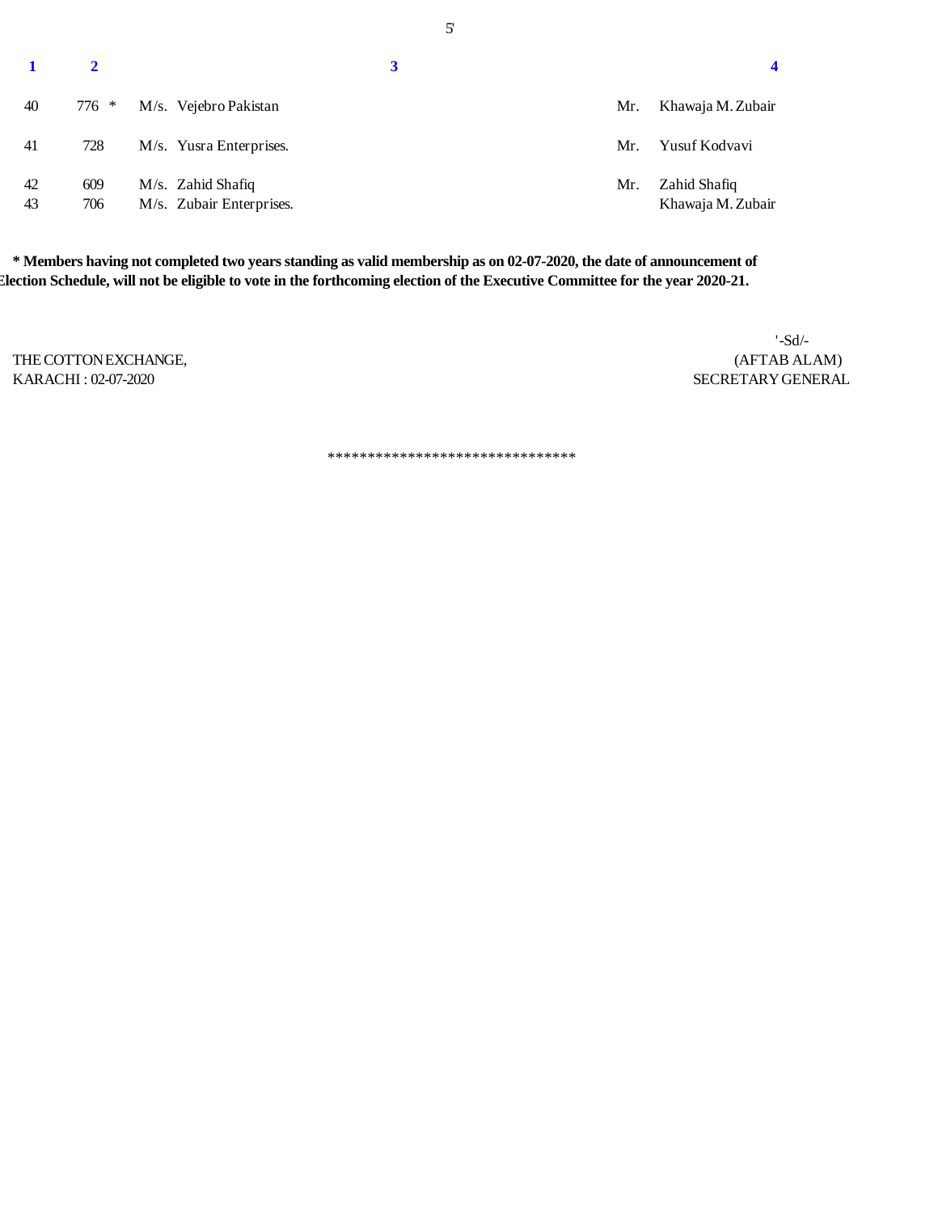| 1 | 2 | 3 | 4 |
|---|---|---|---|
| 40 | 776 * | M/s. Vejebro Pakistan | Mr. Khawaja M. Zubair |
| 41 | 728 | M/s. Yusra Enterprises. | Mr. Yusuf Kodvavi |
| 42 | 609 | M/s. Zahid Shafiq | Mr. Zahid Shafiq |
| 43 | 706 | M/s. Zubair Enterprises. | Khawaja M. Zubair |

**\* Members having not completed two years standing as valid membership as on 02-07-2020, the date of announcement of Election Schedule, will not be eligible to vote in the forthcoming election of the Executive Committee for the year 2020-21.**

'-Sd/-
(AFTAB ALAM)
SECRETARY GENERAL

THE COTTON EXCHANGE,
KARACHI : 02-07-2020

*******************************